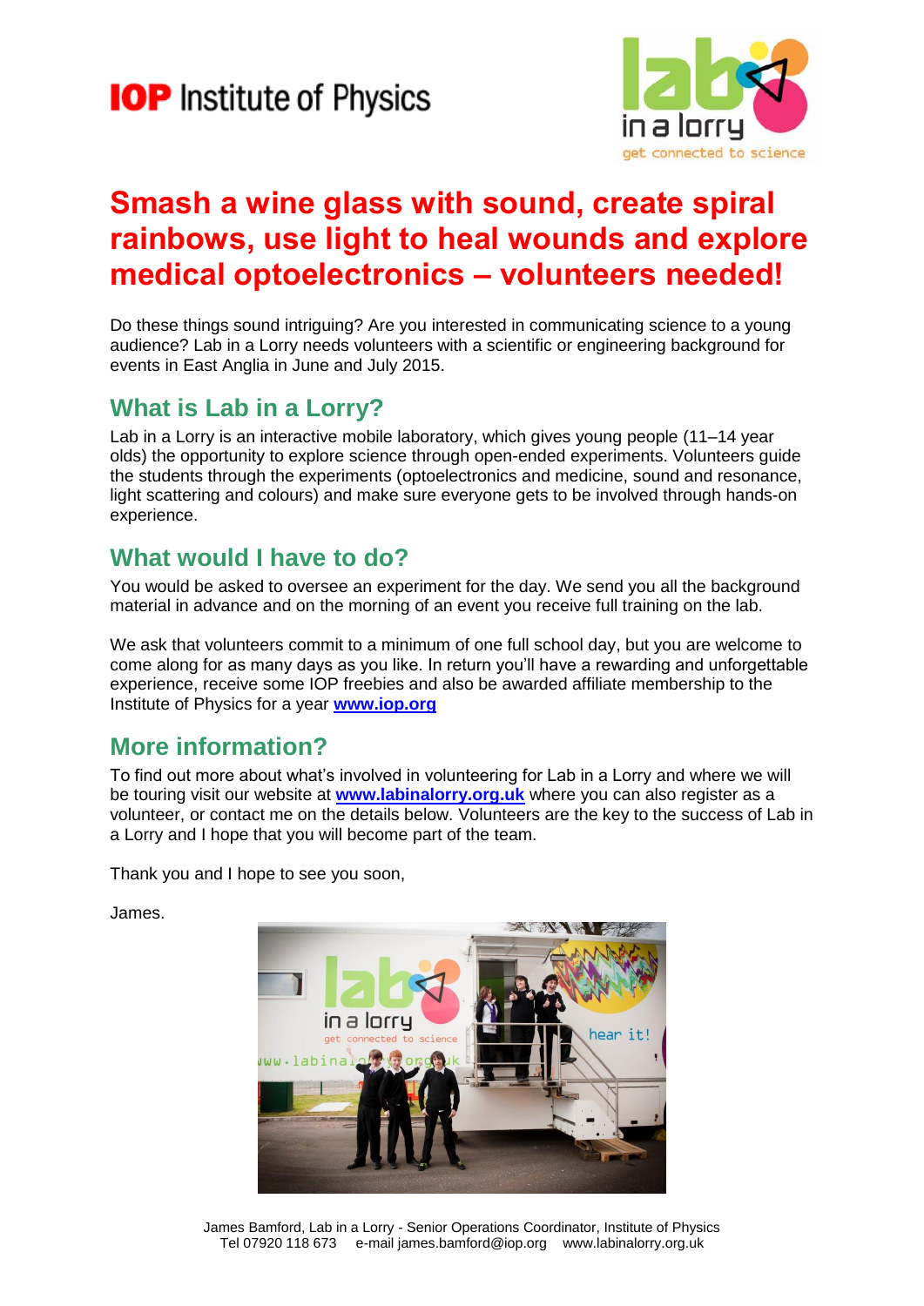**IOP** Institute of Physics

lab in a lorry
get connected to science

# Smash a wine glass with sound, create spiral rainbows, use light to heal wounds and explore medical optoelectronics – volunteers needed!

Do these things sound intriguing? Are you interested in communicating science to a young audience? Lab in a Lorry needs volunteers with a scientific or engineering background for events in East Anglia in June and July 2015.

## What is Lab in a Lorry?

Lab in a Lorry is an interactive mobile laboratory, which gives young people (11–14 year olds) the opportunity to explore science through open-ended experiments. Volunteers guide the students through the experiments (optoelectronics and medicine, sound and resonance, light scattering and colours) and make sure everyone gets to be involved through hands-on experience.

## What would I have to do?

You would be asked to oversee an experiment for the day. We send you all the background material in advance and on the morning of an event you receive full training on the lab.

We ask that volunteers commit to a minimum of one full school day, but you are welcome to come along for as many days as you like. In return you'll have a rewarding and unforgettable experience, receive some IOP freebies and also be awarded affiliate membership to the Institute of Physics for a year **www.iop.org**

## More information?

To find out more about what's involved in volunteering for Lab in a Lorry and where we will be touring visit our website at **www.labinalorry.org.uk** where you can also register as a volunteer, or contact me on the details below. Volunteers are the key to the success of Lab in a Lorry and I hope that you will become part of the team.

Thank you and I hope to see you soon,

James.

James Bamford, Lab in a Lorry - Senior Operations Coordinator, Institute of Physics
Tel 07920 118 673 e-mail james.bamford@iop.org www.labinalorry.org.uk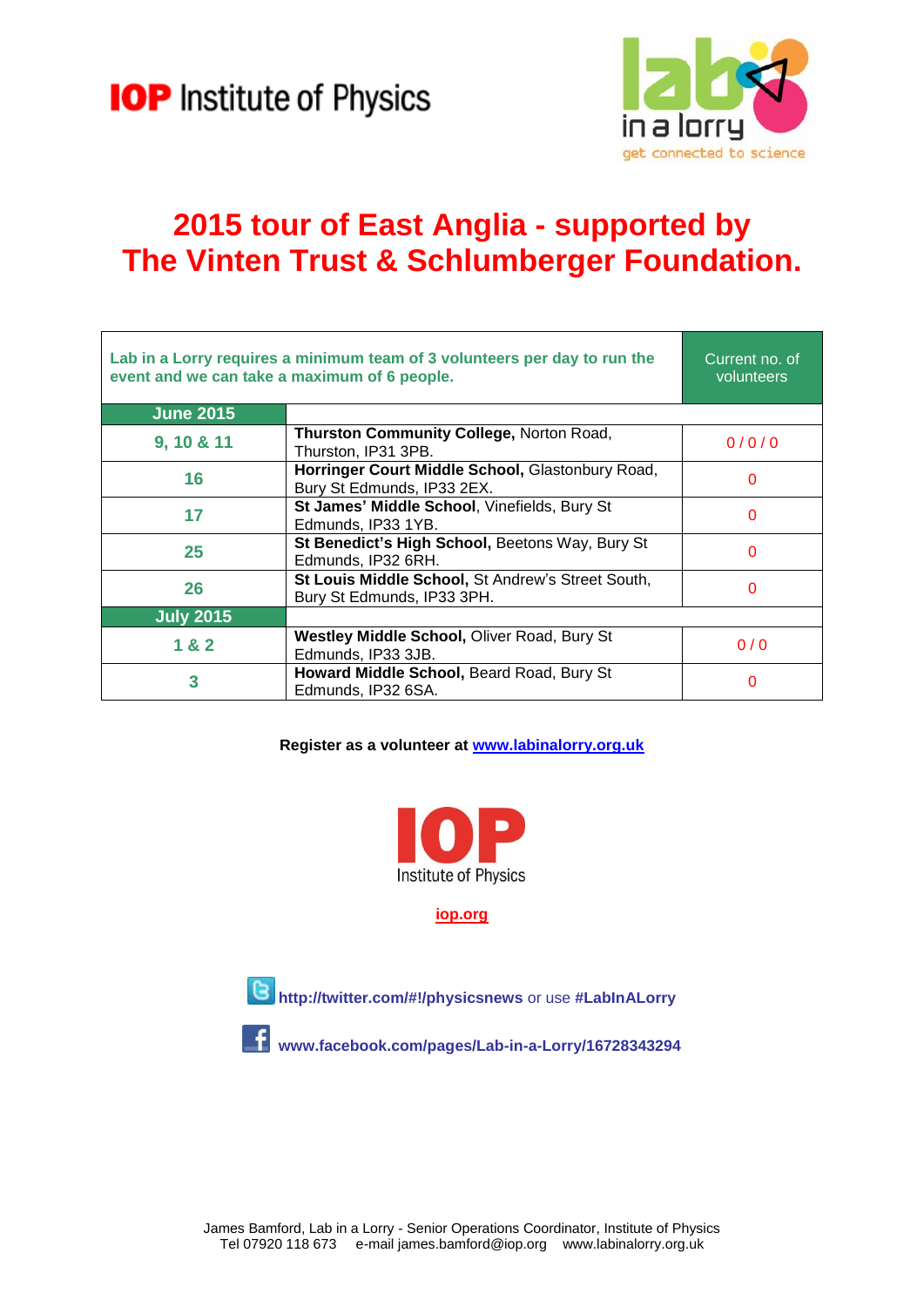IOP Institute of Physics

lab in a lorry
get connected to science

# 2015 tour of East Anglia - supported by The Vinten Trust & Schlumberger Foundation.

| Lab in a Lorry requires a minimum team of 3 volunteers per day to run the event and we can take a maximum of 6 people. | | Current no. of volunteers |
|---|---|---|
| **June 2015** | | |
| **9, 10 & 11** | **Thurston Community College,** Norton Road, Thurston, IP31 3PB. | 0 / 0 / 0 |
| **16** | **Horringer Court Middle School,** Glastonbury Road, Bury St Edmunds, IP33 2EX. | 0 |
| **17** | **St James' Middle School**, Vinefields, Bury St Edmunds, IP33 1YB. | 0 |
| **25** | **St Benedict's High School,** Beetons Way, Bury St Edmunds, IP32 6RH. | 0 |
| **26** | **St Louis Middle School,** St Andrew's Street South, Bury St Edmunds, IP33 3PH. | 0 |
| **July 2015** | | |
| **1 & 2** | **Westley Middle School,** Oliver Road, Bury St Edmunds, IP33 3JB. | 0 / 0 |
| **3** | **Howard Middle School,** Beard Road, Bury St Edmunds, IP32 6SA. | 0 |

**Register as a volunteer at [www.labinalorry.org.uk](www.labinalorry.org.uk)**

IOP Institute of Physics

**iop.org**

**http://twitter.com/#!/physicsnews** or use **#LabInALorry**

**www.facebook.com/pages/Lab-in-a-Lorry/16728343294**

James Bamford, Lab in a Lorry - Senior Operations Coordinator, Institute of Physics
Tel 07920 118 673 e-mail james.bamford@iop.org www.labinalorry.org.uk